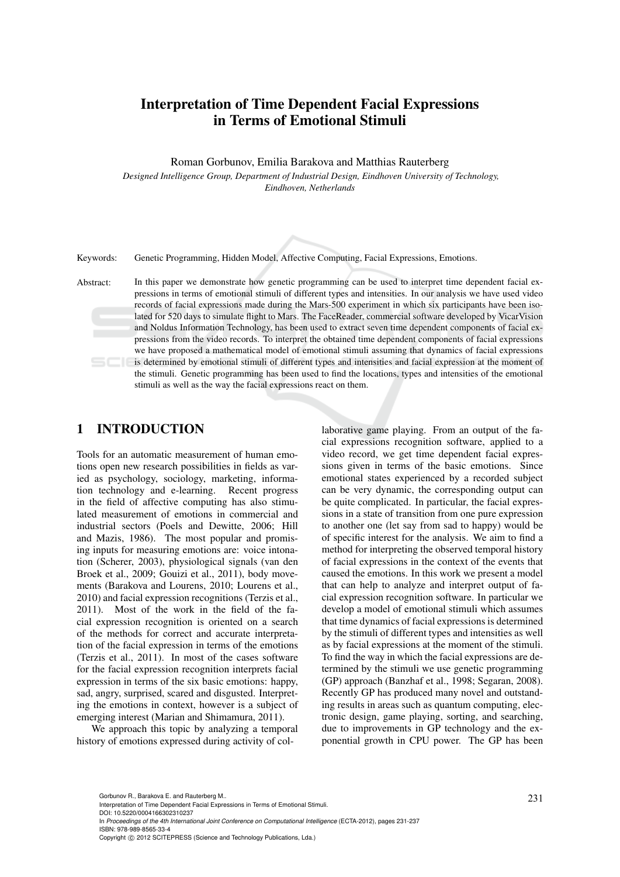# Interpretation of Time Dependent Facial Expressions in Terms of Emotional Stimuli

Roman Gorbunov, Emilia Barakova and Matthias Rauterberg

*Designed Intelligence Group, Department of Industrial Design, Eindhoven University of Technology, Eindhoven, Netherlands*

Keywords: Genetic Programming, Hidden Model, Affective Computing, Facial Expressions, Emotions.

Abstract: In this paper we demonstrate how genetic programming can be used to interpret time dependent facial expressions in terms of emotional stimuli of different types and intensities. In our analysis we have used video records of facial expressions made during the Mars-500 experiment in which six participants have been isolated for 520 days to simulate flight to Mars. The FaceReader, commercial software developed by VicarVision and Noldus Information Technology, has been used to extract seven time dependent components of facial expressions from the video records. To interpret the obtained time dependent components of facial expressions we have proposed a mathematical model of emotional stimuli assuming that dynamics of facial expressions is determined by emotional stimuli of different types and intensities and facial expression at the moment of the stimuli. Genetic programming has been used to find the locations, types and intensities of the emotional stimuli as well as the way the facial expressions react on them.

## 1 INTRODUCTION

Tools for an automatic measurement of human emotions open new research possibilities in fields as varied as psychology, sociology, marketing, information technology and e-learning. Recent progress in the field of affective computing has also stimulated measurement of emotions in commercial and industrial sectors (Poels and Dewitte, 2006; Hill and Mazis, 1986). The most popular and promising inputs for measuring emotions are: voice intonation (Scherer, 2003), physiological signals (van den Broek et al., 2009; Gouizi et al., 2011), body movements (Barakova and Lourens, 2010; Lourens et al., 2010) and facial expression recognitions (Terzis et al., 2011). Most of the work in the field of the facial expression recognition is oriented on a search of the methods for correct and accurate interpretation of the facial expression in terms of the emotions (Terzis et al., 2011). In most of the cases software for the facial expression recognition interprets facial expression in terms of the six basic emotions: happy, sad, angry, surprised, scared and disgusted. Interpreting the emotions in context, however is a subject of emerging interest (Marian and Shimamura, 2011).

We approach this topic by analyzing a temporal history of emotions expressed during activity of collaborative game playing. From an output of the facial expressions recognition software, applied to a video record, we get time dependent facial expressions given in terms of the basic emotions. Since emotional states experienced by a recorded subject can be very dynamic, the corresponding output can be quite complicated. In particular, the facial expressions in a state of transition from one pure expression to another one (let say from sad to happy) would be of specific interest for the analysis. We aim to find a method for interpreting the observed temporal history of facial expressions in the context of the events that caused the emotions. In this work we present a model that can help to analyze and interpret output of facial expression recognition software. In particular we develop a model of emotional stimuli which assumes that time dynamics of facial expressions is determined by the stimuli of different types and intensities as well as by facial expressions at the moment of the stimuli. To find the way in which the facial expressions are determined by the stimuli we use genetic programming (GP) approach (Banzhaf et al., 1998; Segaran, 2008). Recently GP has produced many novel and outstanding results in areas such as quantum computing, electronic design, game playing, sorting, and searching, due to improvements in GP technology and the exponential growth in CPU power. The GP has been

Gorbunov R., Barakova E. and Rauterberg M..
Interpretation of Time Dependent Facial Expressions in Terms of Emotional Stimuli.
DOI: 10.5220/0004166302310237
In *Proceedings of the 4th International Joint Conference on Computational Intelligence* (ECTA-2012), pages 231-237
ISBN: 978-989-8565-33-4
Copyright © 2012 SCITEPRESS (Science and Technology Publications, Lda.)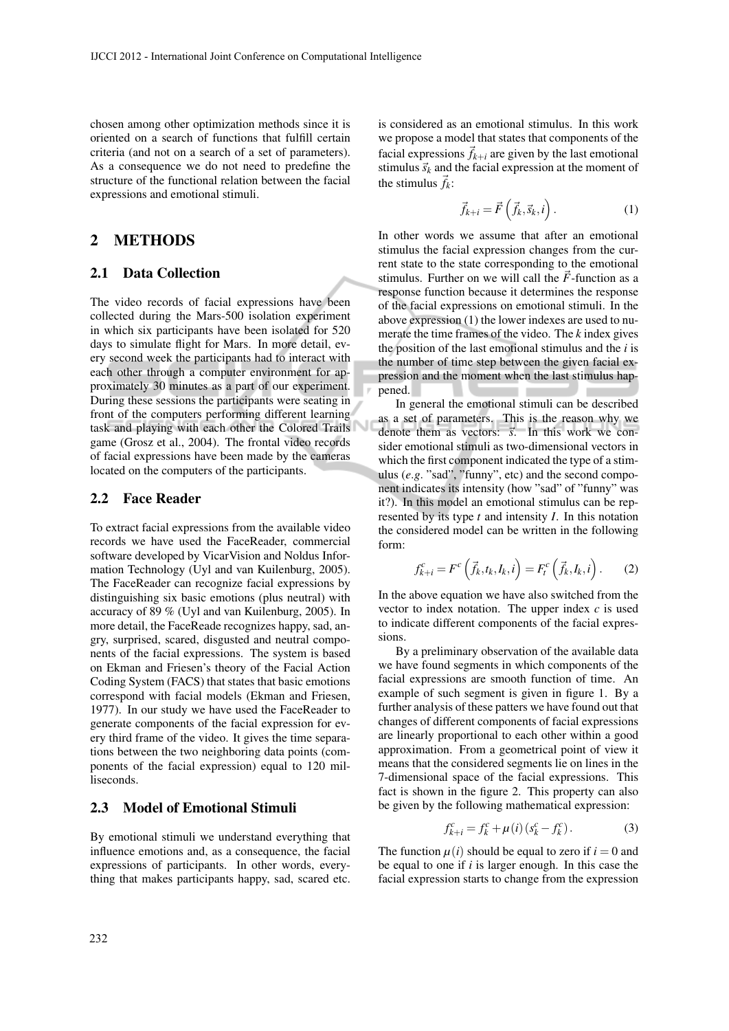chosen among other optimization methods since it is oriented on a search of functions that fulfill certain criteria (and not on a search of a set of parameters). As a consequence we do not need to predefine the structure of the functional relation between the facial expressions and emotional stimuli.

## 2 METHODS

### 2.1 Data Collection

The video records of facial expressions have been collected during the Mars-500 isolation experiment in which six participants have been isolated for 520 days to simulate flight for Mars. In more detail, every second week the participants had to interact with each other through a computer environment for approximately 30 minutes as a part of our experiment. During these sessions the participants were seating in front of the computers performing different learning task and playing with each other the Colored Trails game (Grosz et al., 2004). The frontal video records of facial expressions have been made by the cameras located on the computers of the participants.

### 2.2 Face Reader

To extract facial expressions from the available video records we have used the FaceReader, commercial software developed by VicarVision and Noldus Information Technology (Uyl and van Kuilenburg, 2005). The FaceReader can recognize facial expressions by distinguishing six basic emotions (plus neutral) with accuracy of 89 % (Uyl and van Kuilenburg, 2005). In more detail, the FaceReade recognizes happy, sad, angry, surprised, scared, disgusted and neutral components of the facial expressions. The system is based on Ekman and Friesen's theory of the Facial Action Coding System (FACS) that states that basic emotions correspond with facial models (Ekman and Friesen, 1977). In our study we have used the FaceReader to generate components of the facial expression for every third frame of the video. It gives the time separations between the two neighboring data points (components of the facial expression) equal to 120 milliseconds.

### 2.3 Model of Emotional Stimuli

By emotional stimuli we understand everything that influence emotions and, as a consequence, the facial expressions of participants. In other words, everything that makes participants happy, sad, scared etc. is considered as an emotional stimulus. In this work we propose a model that states that components of the facial expressions $\vec{f}_{k+i}$ are given by the last emotional stimulus $\vec{s}_k$ and the facial expression at the moment of the stimulus $\vec{f}_k$:

$$\vec{f}_{k+i} = \vec{F}\left(\vec{f}_k, \vec{s}_k, i\right). \quad (1)$$

In other words we assume that after an emotional stimulus the facial expression changes from the current state to the state corresponding to the emotional stimulus. Further on we will call the $\vec{F}$-function as a response function because it determines the response of the facial expressions on emotional stimuli. In the above expression (1) the lower indexes are used to numerate the time frames of the video. The $k$ index gives the position of the last emotional stimulus and the $i$ is the number of time step between the given facial expression and the moment when the last stimulus happened.

In general the emotional stimuli can be described as a set of parameters. This is the reason why we denote them as vectors: $\vec{s}$. In this work we consider emotional stimuli as two-dimensional vectors in which the first component indicated the type of a stimulus (*e.g.* "sad", "funny", etc) and the second component indicates its intensity (how "sad" of "funny" was it?). In this model an emotional stimulus can be represented by its type $t$ and intensity $I$. In this notation the considered model can be written in the following form:

$$f^c_{k+i} = F^c\left(\vec{f}_k, t_k, I_k, i\right) = F^c_t\left(\vec{f}_k, I_k, i\right). \quad (2)$$

In the above equation we have also switched from the vector to index notation. The upper index $c$ is used to indicate different components of the facial expressions.

By a preliminary observation of the available data we have found segments in which components of the facial expressions are smooth function of time. An example of such segment is given in figure 1. By a further analysis of these patters we have found out that changes of different components of facial expressions are linearly proportional to each other within a good approximation. From a geometrical point of view it means that the considered segments lie on lines in the 7-dimensional space of the facial expressions. This fact is shown in the figure 2. This property can also be given by the following mathematical expression:

$$f^c_{k+i} = f^c_k + \mu(i)\left(s^c_k - f^c_k\right). \quad (3)$$

The function $\mu(i)$ should be equal to zero if $i = 0$ and be equal to one if $i$ is larger enough. In this case the facial expression starts to change from the expression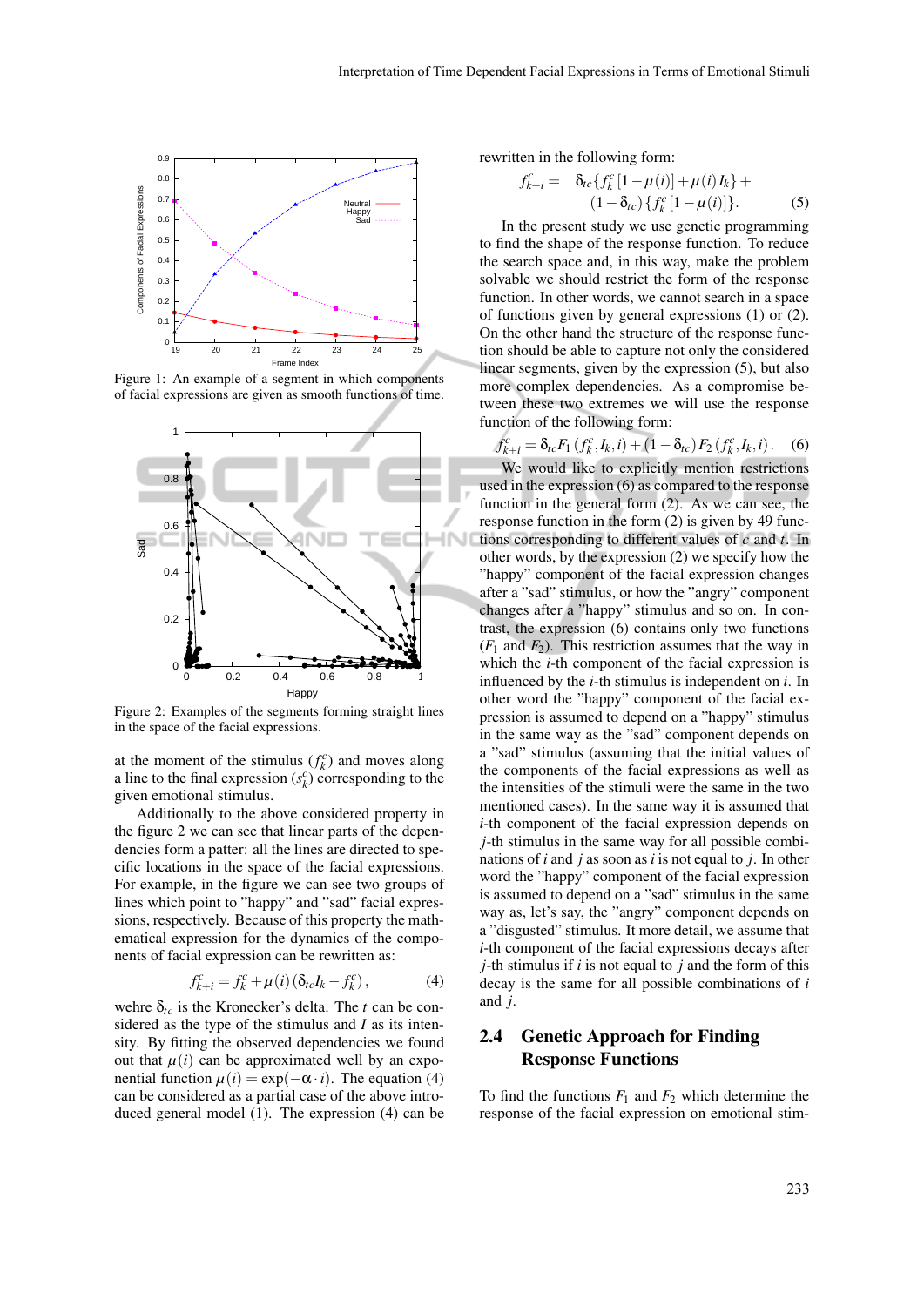Figure 1: An example of a segment in which components of facial expressions are given as smooth functions of time.

Figure 2: Examples of the segments forming straight lines in the space of the facial expressions.

at the moment of the stimulus ($f_k^c$) and moves along a line to the final expression ($s_k^c$) corresponding to the given emotional stimulus.

Additionally to the above considered property in the figure 2 we can see that linear parts of the dependencies form a patter: all the lines are directed to specific locations in the space of the facial expressions. For example, in the figure we can see two groups of lines which point to "happy" and "sad" facial expressions, respectively. Because of this property the mathematical expression for the dynamics of the components of facial expression can be rewritten as:

$$f_{k+i}^c = f_k^c + \mu(i)\,(\delta_{tc} I_k - f_k^c), \qquad (4)$$

wehre $\delta_{tc}$ is the Kronecker's delta. The $t$ can be considered as the type of the stimulus and $I$ as its intensity. By fitting the observed dependencies we found out that $\mu(i)$ can be approximated well by an exponential function $\mu(i) = \exp(-\alpha \cdot i)$. The equation (4) can be considered as a partial case of the above introduced general model (1). The expression (4) can be rewritten in the following form:

$$f_{k+i}^c = \delta_{tc}\{f_k^c[1-\mu(i)] + \mu(i) I_k\} + (1-\delta_{tc})\{f_k^c[1-\mu(i)]\}. \qquad (5)$$

In the present study we use genetic programming to find the shape of the response function. To reduce the search space and, in this way, make the problem solvable we should restrict the form of the response function. In other words, we cannot search in a space of functions given by general expressions (1) or (2). On the other hand the structure of the response function should be able to capture not only the considered linear segments, given by the expression (5), but also more complex dependencies. As a compromise between these two extremes we will use the response function of the following form:

$$f_{k+i}^c = \delta_{tc} F_1(f_k^c, I_k, i) + (1-\delta_{tc}) F_2(f_k^c, I_k, i). \qquad (6)$$

We would like to explicitly mention restrictions used in the expression (6) as compared to the response function in the general form (2). As we can see, the response function in the form (2) is given by 49 functions corresponding to different values of $c$ and $t$. In other words, by the expression (2) we specify how the "happy" component of the facial expression changes after a "sad" stimulus, or how the "angry" component changes after a "happy" stimulus and so on. In contrast, the expression (6) contains only two functions ($F_1$ and $F_2$). This restriction assumes that the way in which the $i$-th component of the facial expression is influenced by the $i$-th stimulus is independent on $i$. In other word the "happy" component of the facial expression is assumed to depend on a "happy" stimulus in the same way as the "sad" component depends on a "sad" stimulus (assuming that the initial values of the components of the facial expressions as well as the intensities of the stimuli were the same in the two mentioned cases). In the same way it is assumed that $i$-th component of the facial expression depends on $j$-th stimulus in the same way for all possible combinations of $i$ and $j$ as soon as $i$ is not equal to $j$. In other word the "happy" component of the facial expression is assumed to depend on a "sad" stimulus in the same way as, let's say, the "angry" component depends on a "disgusted" stimulus. It more detail, we assume that $i$-th component of the facial expressions decays after $j$-th stimulus if $i$ is not equal to $j$ and the form of this decay is the same for all possible combinations of $i$ and $j$.

## 2.4 Genetic Approach for Finding Response Functions

To find the functions $F_1$ and $F_2$ which determine the response of the facial expression on emotional stim-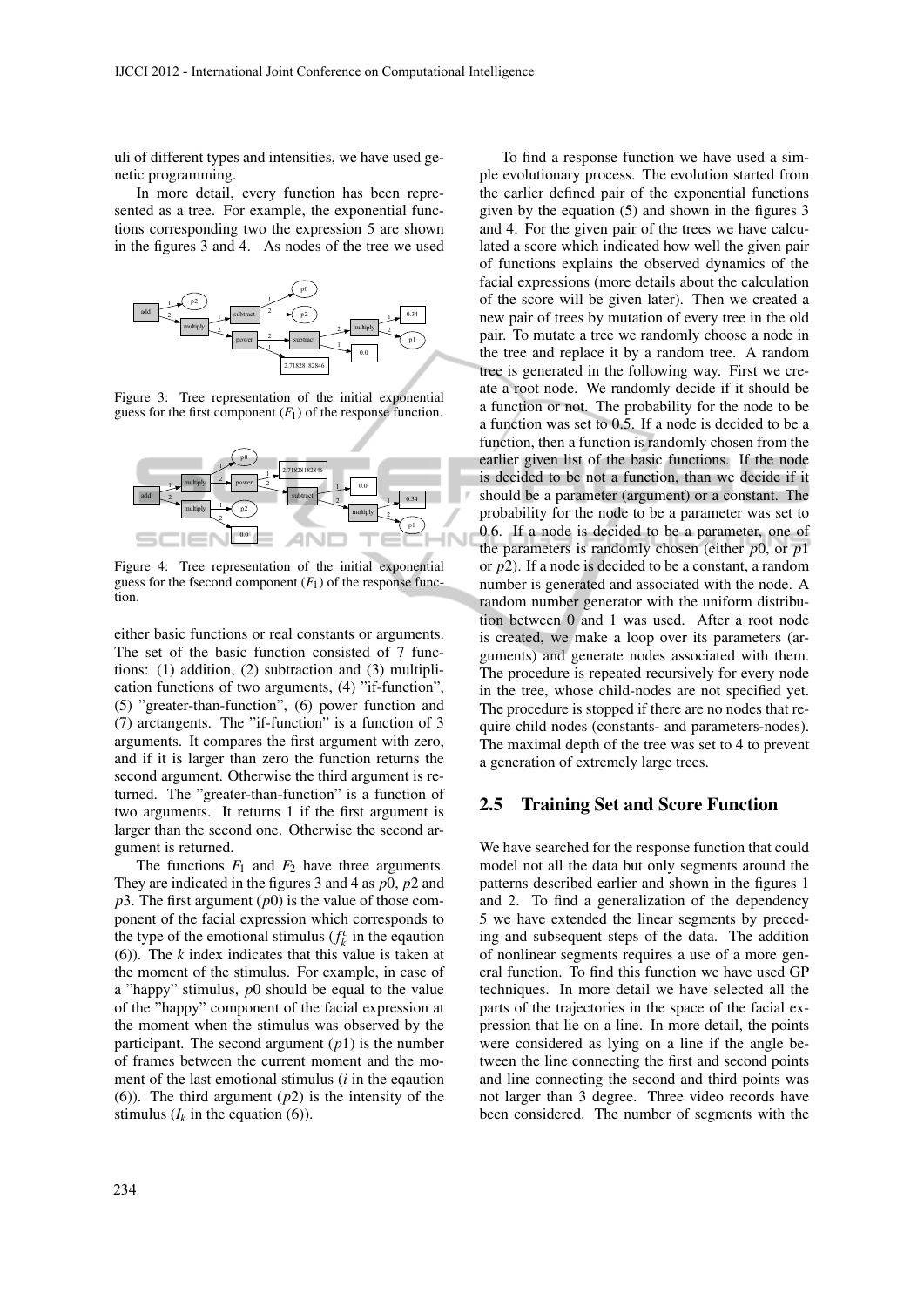uli of different types and intensities, we have used genetic programming.

In more detail, every function has been represented as a tree. For example, the exponential functions corresponding two the expression 5 are shown in the figures 3 and 4. As nodes of the tree we used

Figure 3: Tree representation of the initial exponential guess for the first component ($F_1$) of the response function.

Figure 4: Tree representation of the initial exponential guess for the fsecond component ($F_1$) of the response function.

either basic functions or real constants or arguments. The set of the basic function consisted of 7 functions: (1) addition, (2) subtraction and (3) multiplication functions of two arguments, (4) "if-function", (5) "greater-than-function", (6) power function and (7) arctangents. The "if-function" is a function of 3 arguments. It compares the first argument with zero, and if it is larger than zero the function returns the second argument. Otherwise the third argument is returned. The "greater-than-function" is a function of two arguments. It returns 1 if the first argument is larger than the second one. Otherwise the second argument is returned.

The functions $F_1$ and $F_2$ have three arguments. They are indicated in the figures 3 and 4 as $p0$, $p2$ and $p3$. The first argument ($p0$) is the value of those component of the facial expression which corresponds to the type of the emotional stimulus ($f_k^c$ in the eqaution (6)). The $k$ index indicates that this value is taken at the moment of the stimulus. For example, in case of a "happy" stimulus, $p0$ should be equal to the value of the "happy" component of the facial expression at the moment when the stimulus was observed by the participant. The second argument ($p1$) is the number of frames between the current moment and the moment of the last emotional stimulus ($i$ in the eqation (6)). The third argument ($p2$) is the intensity of the stimulus ($I_k$ in the equation (6)).

To find a response function we have used a simple evolutionary process. The evolution started from the earlier defined pair of the exponential functions given by the equation (5) and shown in the figures 3 and 4. For the given pair of the trees we have calculated a score which indicated how well the given pair of functions explains the observed dynamics of the facial expressions (more details about the calculation of the score will be given later). Then we created a new pair of trees by mutation of every tree in the old pair. To mutate a tree we randomly choose a node in the tree and replace it by a random tree. A random tree is generated in the following way. First we create a root node. We randomly decide if it should be a function or not. The probability for the node to be a function was set to 0.5. If a node is decided to be a function, then a function is randomly chosen from the earlier given list of the basic functions. If the node is decided to be not a function, than we decide if it should be a parameter (argument) or a constant. The probability for the node to be a parameter was set to 0.6. If a node is decided to be a parameter, one of the parameters is randomly chosen (either $p0$, or $p1$ or $p2$). If a node is decided to be a constant, a random number is generated and associated with the node. A random number generator with the uniform distribution between 0 and 1 was used. After a root node is created, we make a loop over its parameters (arguments) and generate nodes associated with them. The procedure is repeated recursively for every node in the tree, whose child-nodes are not specified yet. The procedure is stopped if there are no nodes that require child nodes (constants- and parameters-nodes). The maximal depth of the tree was set to 4 to prevent a generation of extremely large trees.

## 2.5 Training Set and Score Function

We have searched for the response function that could model not all the data but only segments around the patterns described earlier and shown in the figures 1 and 2. To find a generalization of the dependency 5 we have extended the linear segments by preceding and subsequent steps of the data. The addition of nonlinear segments requires a use of a more general function. To find this function we have used GP techniques. In more detail we have selected all the parts of the trajectories in the space of the facial expression that lie on a line. In more detail, the points were considered as lying on a line if the angle between the line connecting the first and second points and line connecting the second and third points was not larger than 3 degree. Three video records have been considered. The number of segments with the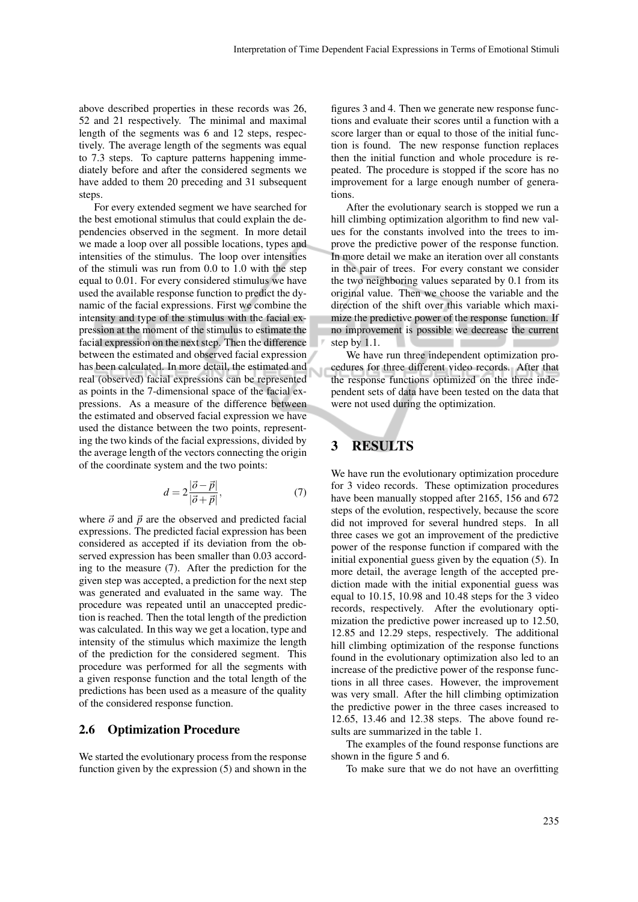above described properties in these records was 26, 52 and 21 respectively. The minimal and maximal length of the segments was 6 and 12 steps, respectively. The average length of the segments was equal to 7.3 steps. To capture patterns happening immediately before and after the considered segments we have added to them 20 preceding and 31 subsequent steps.

For every extended segment we have searched for the best emotional stimulus that could explain the dependencies observed in the segment. In more detail we made a loop over all possible locations, types and intensities of the stimulus. The loop over intensities of the stimuli was run from 0.0 to 1.0 with the step equal to 0.01. For every considered stimulus we have used the available response function to predict the dynamic of the facial expressions. First we combine the intensity and type of the stimulus with the facial expression at the moment of the stimulus to estimate the facial expression on the next step. Then the difference between the estimated and observed facial expression has been calculated. In more detail, the estimated and real (observed) facial expressions can be represented as points in the 7-dimensional space of the facial expressions. As a measure of the difference between the estimated and observed facial expression we have used the distance between the two points, representing the two kinds of the facial expressions, divided by the average length of the vectors connecting the origin of the coordinate system and the two points:

$$d = 2\frac{|\vec{o} - \vec{p}|}{|\vec{o} + \vec{p}|}, \tag{7}$$

where $\vec{o}$ and $\vec{p}$ are the observed and predicted facial expressions. The predicted facial expression has been considered as accepted if its deviation from the observed expression has been smaller than 0.03 according to the measure (7). After the prediction for the given step was accepted, a prediction for the next step was generated and evaluated in the same way. The procedure was repeated until an unaccepted prediction is reached. Then the total length of the prediction was calculated. In this way we get a location, type and intensity of the stimulus which maximize the length of the prediction for the considered segment. This procedure was performed for all the segments with a given response function and the total length of the predictions has been used as a measure of the quality of the considered response function.

### 2.6 Optimization Procedure

We started the evolutionary process from the response function given by the expression (5) and shown in the figures 3 and 4. Then we generate new response functions and evaluate their scores until a function with a score larger than or equal to those of the initial function is found. The new response function replaces then the initial function and whole procedure is repeated. The procedure is stopped if the score has no improvement for a large enough number of generations.

After the evolutionary search is stopped we run a hill climbing optimization algorithm to find new values for the constants involved into the trees to improve the predictive power of the response function. In more detail we make an iteration over all constants in the pair of trees. For every constant we consider the two neighboring values separated by 0.1 from its original value. Then we choose the variable and the direction of the shift over this variable which maximize the predictive power of the response function. If no improvement is possible we decrease the current step by 1.1.

We have run three independent optimization procedures for three different video records. After that the response functions optimized on the three independent sets of data have been tested on the data that were not used during the optimization.

## 3 RESULTS

We have run the evolutionary optimization procedure for 3 video records. These optimization procedures have been manually stopped after 2165, 156 and 672 steps of the evolution, respectively, because the score did not improved for several hundred steps. In all three cases we got an improvement of the predictive power of the response function if compared with the initial exponential guess given by the equation (5). In more detail, the average length of the accepted prediction made with the initial exponential guess was equal to 10.15, 10.98 and 10.48 steps for the 3 video records, respectively. After the evolutionary optimization the predictive power increased up to 12.50, 12.85 and 12.29 steps, respectively. The additional hill climbing optimization of the response functions found in the evolutionary optimization also led to an increase of the predictive power of the response functions in all three cases. However, the improvement was very small. After the hill climbing optimization the predictive power in the three cases increased to 12.65, 13.46 and 12.38 steps. The above found results are summarized in the table 1.

The examples of the found response functions are shown in the figure 5 and 6.

To make sure that we do not have an overfitting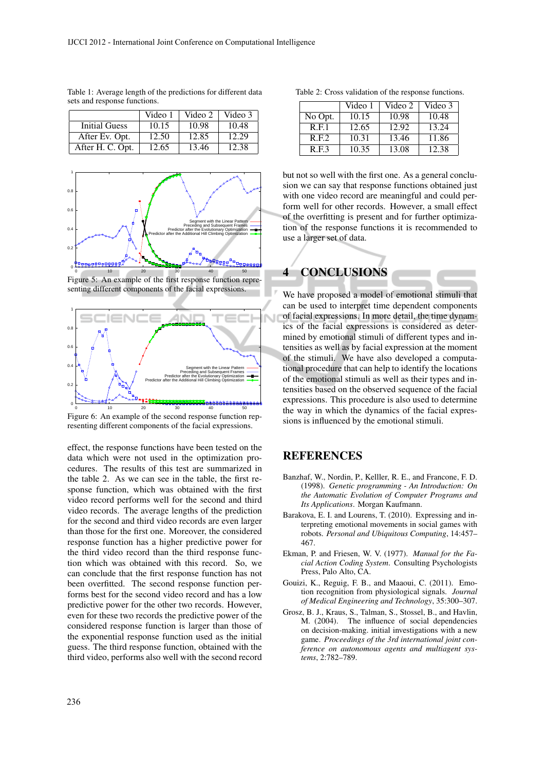Table 1: Average length of the predictions for different data sets and response functions.

| | Video 1 | Video 2 | Video 3 |
|---|---|---|---|
| Initial Guess | 10.15 | 10.98 | 10.48 |
| After Ev. Opt. | 12.50 | 12.85 | 12.29 |
| After H. C. Opt. | 12.65 | 13.46 | 12.38 |

Figure 5: An example of the first response function representing different components of the facial expressions.

Figure 6: An example of the second response function representing different components of the facial expressions.

effect, the response functions have been tested on the data which were not used in the optimization procedures. The results of this test are summarized in the table 2. As we can see in the table, the first response function, which was obtained with the first video record performs well for the second and third video records. The average lengths of the prediction for the second and third video records are even larger than those for the first one. Moreover, the considered response function has a higher predictive power for the third video record than the third response function which was obtained with this record. So, we can conclude that the first response function has not been overfitted. The second response function performs best for the second video record and has a low predictive power for the other two records. However, even for these two records the predictive power of the considered response function is larger than those of the exponential response function used as the initial guess. The third response function, obtained with the third video, performs also well with the second record

Table 2: Cross validation of the response functions.

| | Video 1 | Video 2 | Video 3 |
|---|---|---|---|
| No Opt. | 10.15 | 10.98 | 10.48 |
| R.F.1 | 12.65 | 12.92 | 13.24 |
| R.F.2 | 10.31 | 13.46 | 11.86 |
| R.F.3 | 10.35 | 13.08 | 12.38 |

but not so well with the first one. As a general conclusion we can say that response functions obtained just with one video record are meaningful and could perform well for other records. However, a small effect of the overfitting is present and for further optimization of the response functions it is recommended to use a larger set of data.

## 4 CONCLUSIONS

We have proposed a model of emotional stimuli that can be used to interpret time dependent components of facial expressions. In more detail, the time dynamics of the facial expressions is considered as determined by emotional stimuli of different types and intensities as well as by facial expression at the moment of the stimuli. We have also developed a computational procedure that can help to identify the locations of the emotional stimuli as well as their types and intensities based on the observed sequence of the facial expressions. This procedure is also used to determine the way in which the dynamics of the facial expressions is influenced by the emotional stimuli.

## REFERENCES

Banzhaf, W., Nordin, P., Kelller, R. E., and Francone, F. D. (1998). *Genetic programming - An Introduction: On the Automatic Evolution of Computer Programs and Its Applications*. Morgan Kaufmann.

Barakova, E. I. and Lourens, T. (2010). Expressing and interpreting emotional movements in social games with robots. *Personal and Ubiquitous Computing*, 14:457–467.

Ekman, P. and Friesen, W. V. (1977). *Manual for the Facial Action Coding System*. Consulting Psychologists Press, Palo Alto, CA.

Gouizi, K., Reguig, F. B., and Maaoui, C. (2011). Emotion recognition from physiological signals. *Journal of Medical Engineering and Technology*, 35:300–307.

Grosz, B. J., Kraus, S., Talman, S., Stossel, B., and Havlin, M. (2004). The influence of social dependencies on decision-making. initial investigations with a new game. *Proceedings of the 3rd international joint conference on autonomous agents and multiagent systems*, 2:782–789.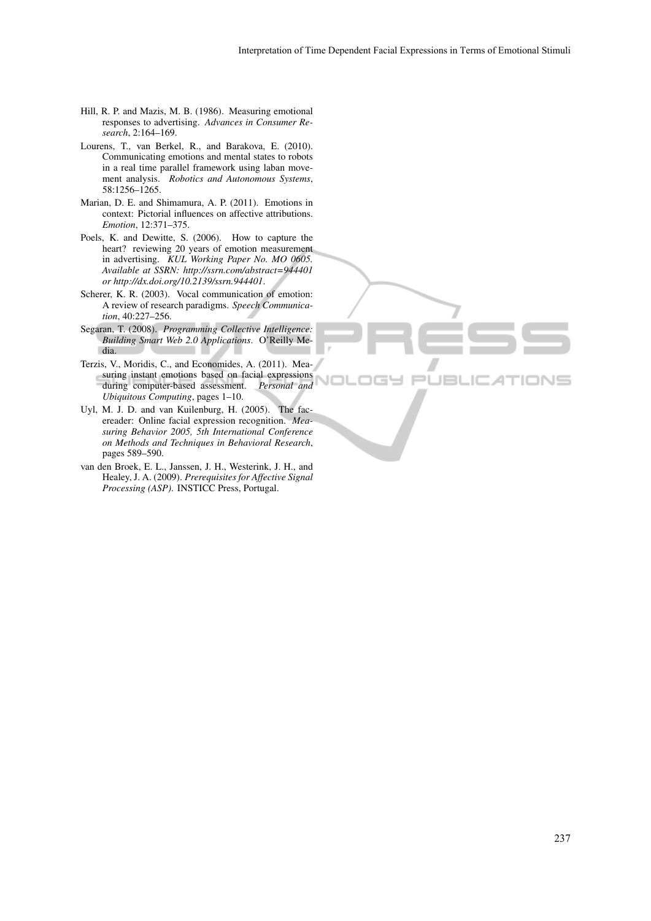Hill, R. P. and Mazis, M. B. (1986). Measuring emotional responses to advertising. *Advances in Consumer Research*, 2:164–169.

Lourens, T., van Berkel, R., and Barakova, E. (2010). Communicating emotions and mental states to robots in a real time parallel framework using laban movement analysis. *Robotics and Autonomous Systems*, 58:1256–1265.

Marian, D. E. and Shimamura, A. P. (2011). Emotions in context: Pictorial influences on affective attributions. *Emotion*, 12:371–375.

Poels, K. and Dewitte, S. (2006). How to capture the heart? reviewing 20 years of emotion measurement in advertising. *KUL Working Paper No. MO 0605. Available at SSRN: http://ssrn.com/abstract=944401 or http://dx.doi.org/10.2139/ssrn.944401*.

Scherer, K. R. (2003). Vocal communication of emotion: A review of research paradigms. *Speech Communication*, 40:227–256.

Segaran, T. (2008). *Programming Collective Intelligence: Building Smart Web 2.0 Applications*. O'Reilly Media.

Terzis, V., Moridis, C., and Economides, A. (2011). Measuring instant emotions based on facial expressions during computer-based assessment. *Personal and Ubiquitous Computing*, pages 1–10.

Uyl, M. J. D. and van Kuilenburg, H. (2005). The facereader: Online facial expression recognition. *Measuring Behavior 2005, 5th International Conference on Methods and Techniques in Behavioral Research*, pages 589–590.

van den Broek, E. L., Janssen, J. H., Westerink, J. H., and Healey, J. A. (2009). *Prerequisites for Affective Signal Processing (ASP)*. INSTICC Press, Portugal.